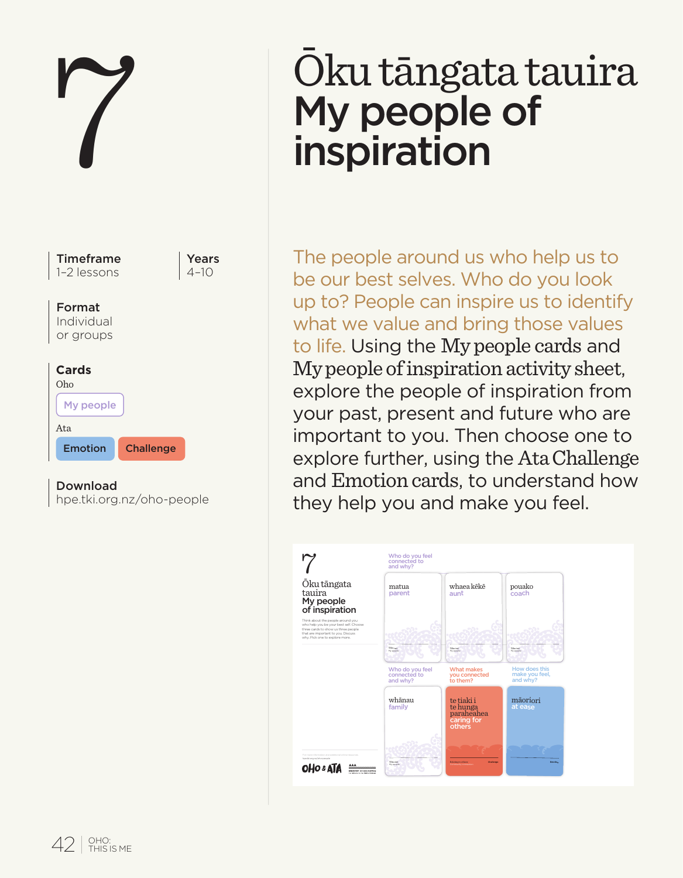# 7

# Ōku tāngata tauira
# My people of inspiration

**Timeframe**
1–2 lessons

**Years**
4–10

**Format**
Individual or groups

**Cards**
Oho
My people
Ata
Emotion | Challenge

**Download**
hpe.tki.org.nz/oho-people

The people around us who help us to be our best selves. Who do you look up to? People can inspire us to identify what we value and bring those values to life. Using the My people cards and My people of inspiration activity sheet, explore the people of inspiration from your past, present and future who are important to you. Then choose one to explore further, using the Ata Challenge and Emotion cards, to understand how they help you and make you feel.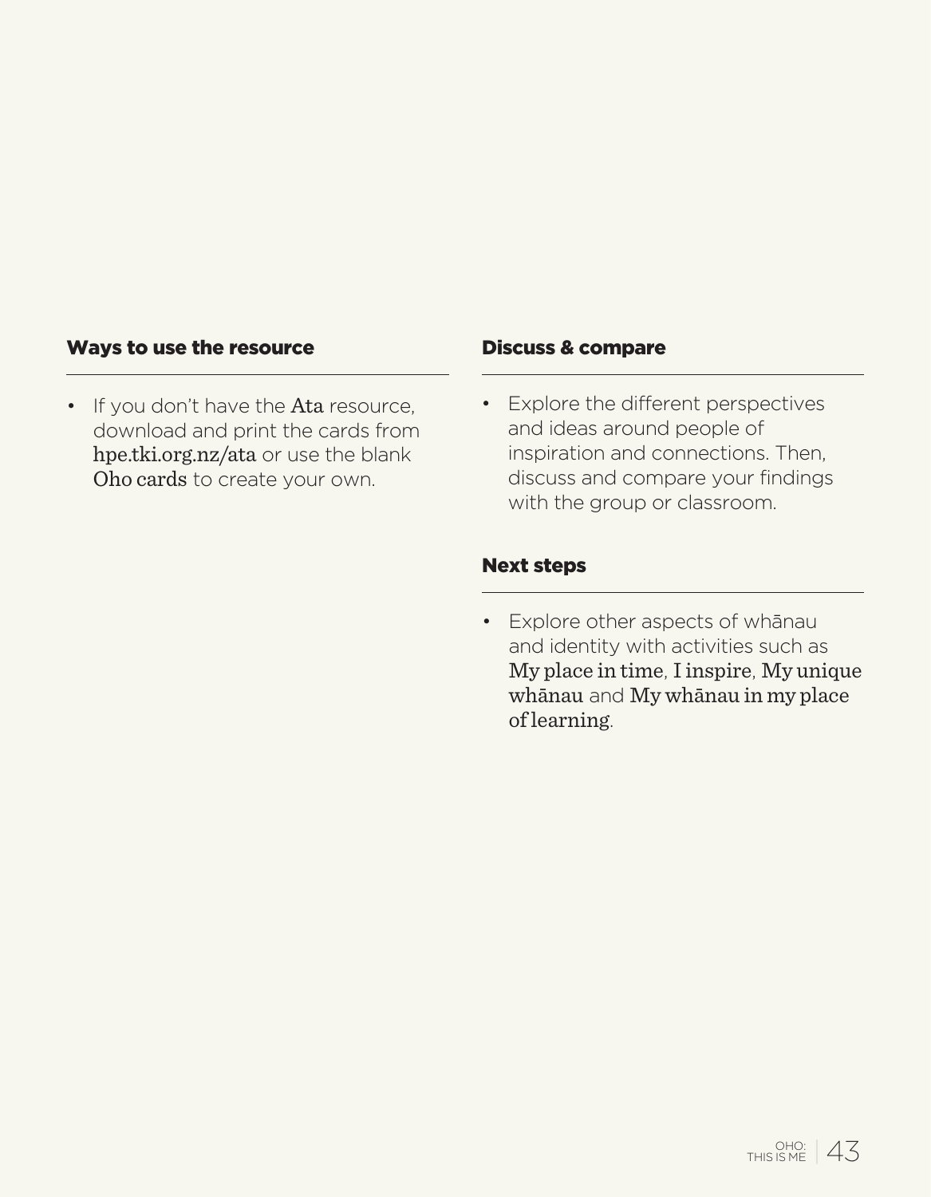## Ways to use the resource

- If you don't have the Ata resource, download and print the cards from hpe.tki.org.nz/ata or use the blank Oho cards to create your own.

## Discuss & compare

- Explore the different perspectives and ideas around people of inspiration and connections. Then, discuss and compare your findings with the group or classroom.

## Next steps

- Explore other aspects of whānau and identity with activities such as My place in time, I inspire, My unique whānau and My whānau in my place of learning.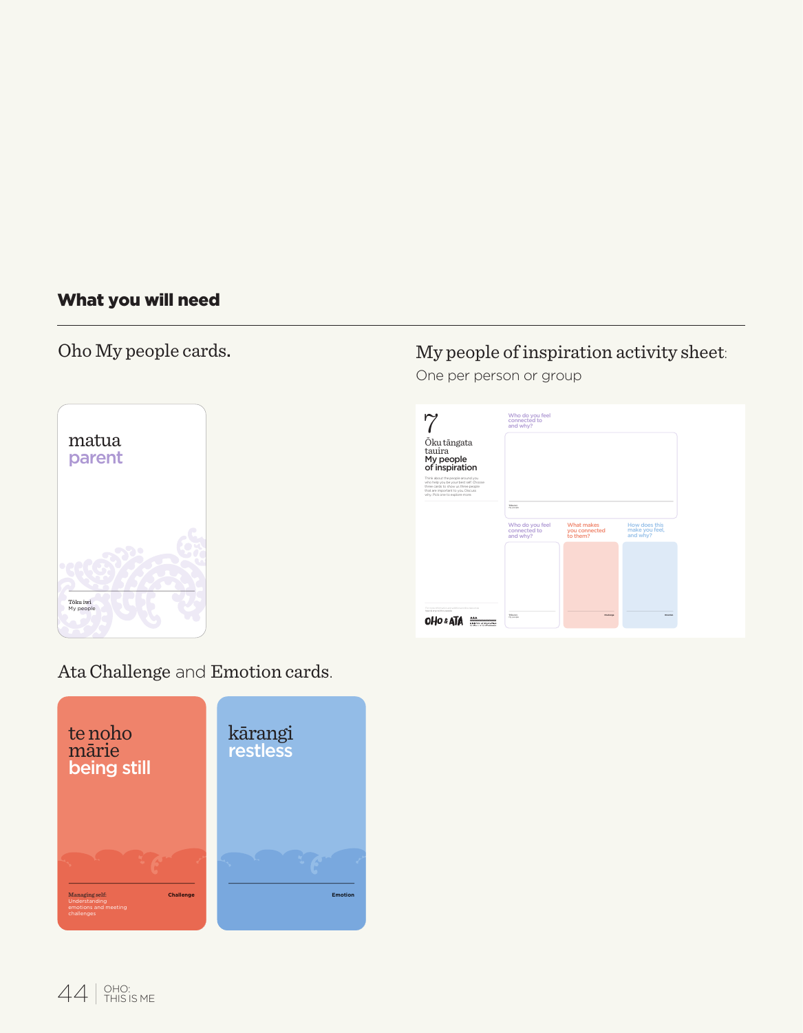## What you will need

Oho My people cards.

matua
parent

Tōku iwi
My people

My people of inspiration activity sheet:
One per person or group

7

Ōku tāngata tauira
My people of inspiration

Who do you feel connected to and why?

Who do you feel connected to and why?

What makes you connected to them?

How does this make you feel, and why?

Ata Challenge and Emotion cards.

te noho mārie
being still

Managing self:
Understanding emotions and meeting challenges

Challenge

kārangi
restless

Emotion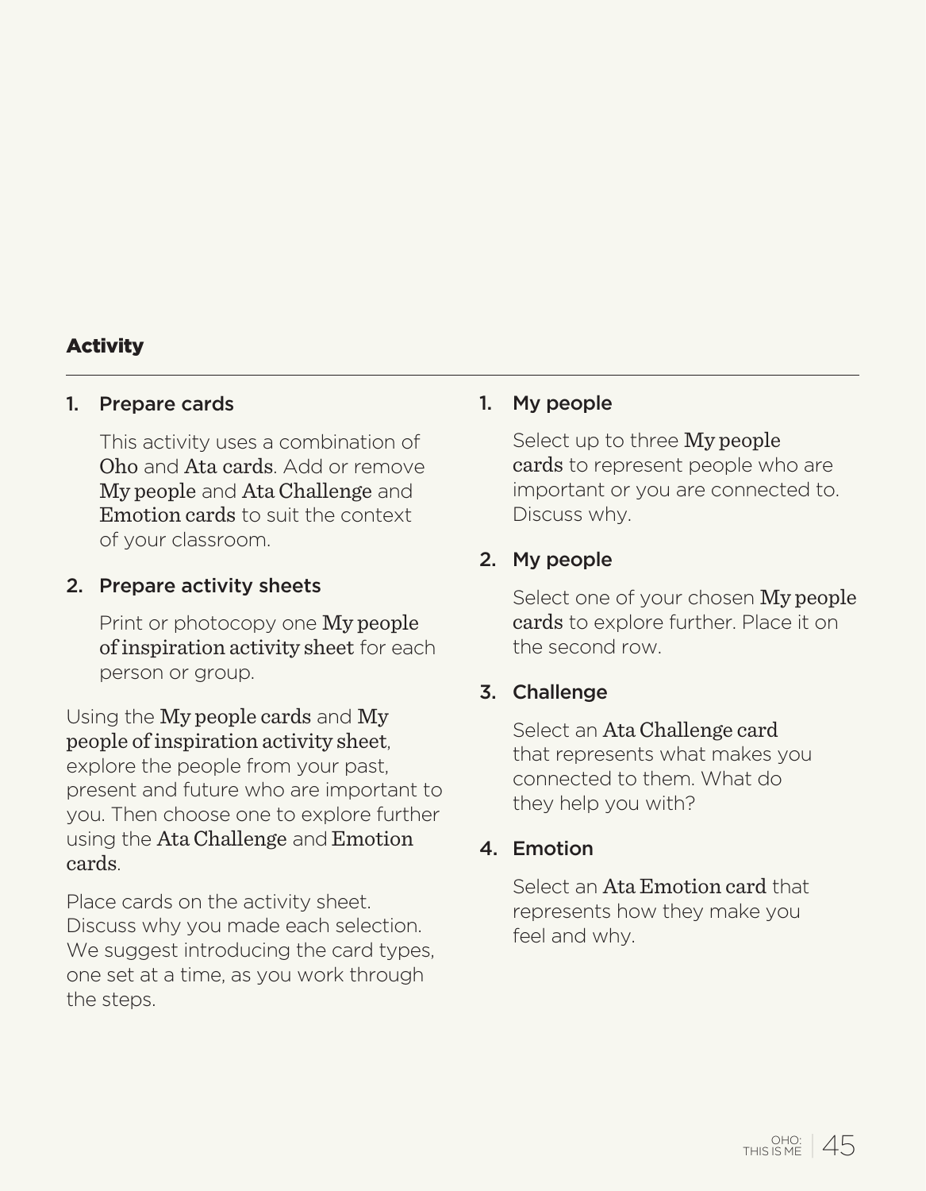**Activity**

1. **Prepare cards**

   This activity uses a combination of Oho and Ata cards. Add or remove My people and Ata Challenge and Emotion cards to suit the context of your classroom.

2. **Prepare activity sheets**

   Print or photocopy one My people of inspiration activity sheet for each person or group.

Using the My people cards and My people of inspiration activity sheet, explore the people from your past, present and future who are important to you. Then choose one to explore further using the Ata Challenge and Emotion cards.

Place cards on the activity sheet. Discuss why you made each selection. We suggest introducing the card types, one set at a time, as you work through the steps.

1. **My people**

   Select up to three My people cards to represent people who are important or you are connected to. Discuss why.

2. **My people**

   Select one of your chosen My people cards to explore further. Place it on the second row.

3. **Challenge**

   Select an Ata Challenge card that represents what makes you connected to them. What do they help you with?

4. **Emotion**

   Select an Ata Emotion card that represents how they make you feel and why.